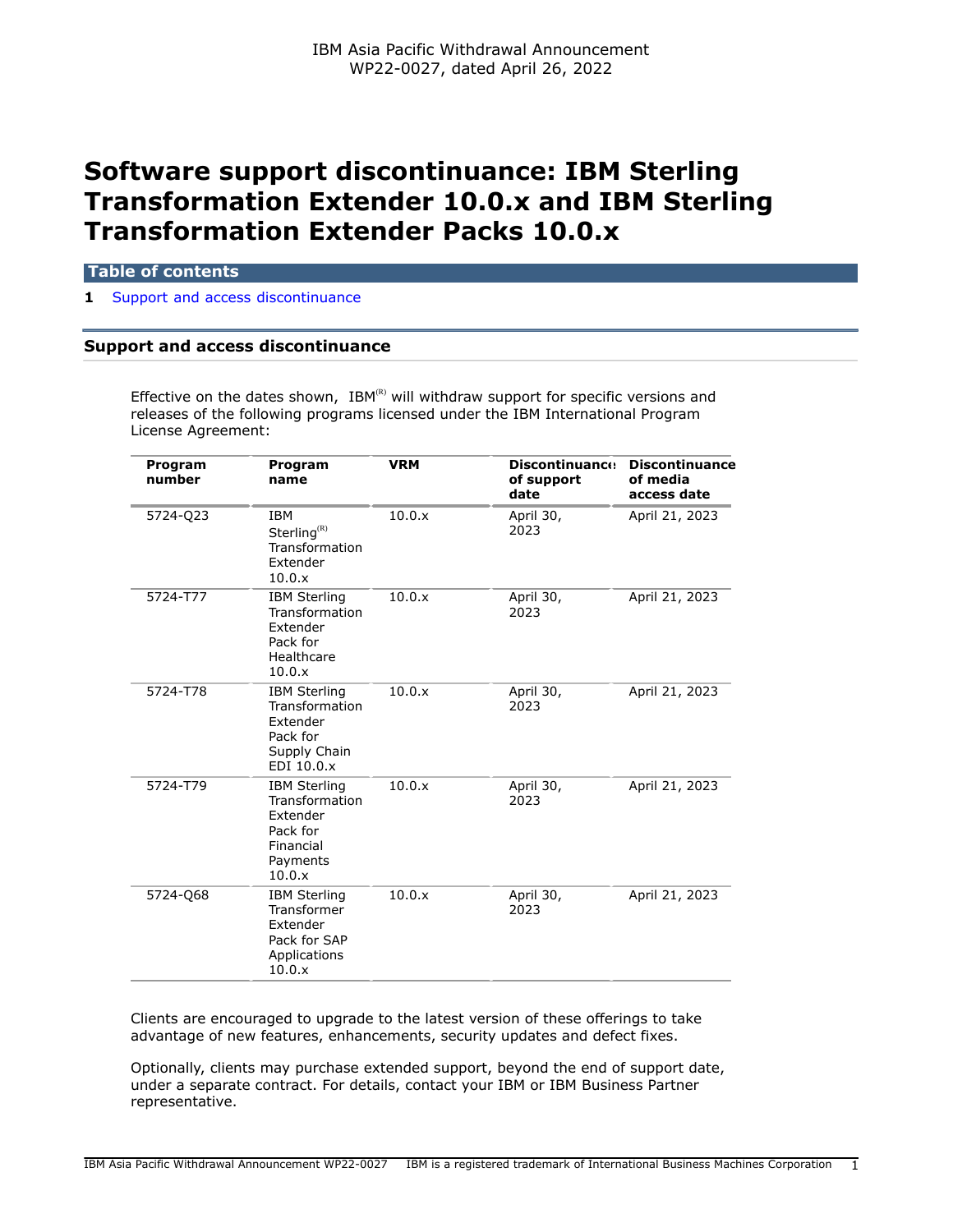IBM Asia Pacific Withdrawal Announcement
WP22-0027, dated April 26, 2022

# Software support discontinuance: IBM Sterling Transformation Extender 10.0.x and IBM Sterling Transformation Extender Packs 10.0.x

**Table of contents**

**1** Support and access discontinuance

## Support and access discontinuance

Effective on the dates shown, IBM(R) will withdraw support for specific versions and releases of the following programs licensed under the IBM International Program License Agreement:

| Program number | Program name | VRM | Discontinuance of support date | Discontinuance of media access date |
|---|---|---|---|---|
| 5724-Q23 | IBM Sterling(R) Transformation Extender 10.0.x | 10.0.x | April 30, 2023 | April 21, 2023 |
| 5724-T77 | IBM Sterling Transformation Extender Pack for Healthcare 10.0.x | 10.0.x | April 30, 2023 | April 21, 2023 |
| 5724-T78 | IBM Sterling Transformation Extender Pack for Supply Chain EDI 10.0.x | 10.0.x | April 30, 2023 | April 21, 2023 |
| 5724-T79 | IBM Sterling Transformation Extender Pack for Financial Payments 10.0.x | 10.0.x | April 30, 2023 | April 21, 2023 |
| 5724-Q68 | IBM Sterling Transformer Extender Pack for SAP Applications 10.0.x | 10.0.x | April 30, 2023 | April 21, 2023 |

Clients are encouraged to upgrade to the latest version of these offerings to take advantage of new features, enhancements, security updates and defect fixes.

Optionally, clients may purchase extended support, beyond the end of support date, under a separate contract. For details, contact your IBM or IBM Business Partner representative.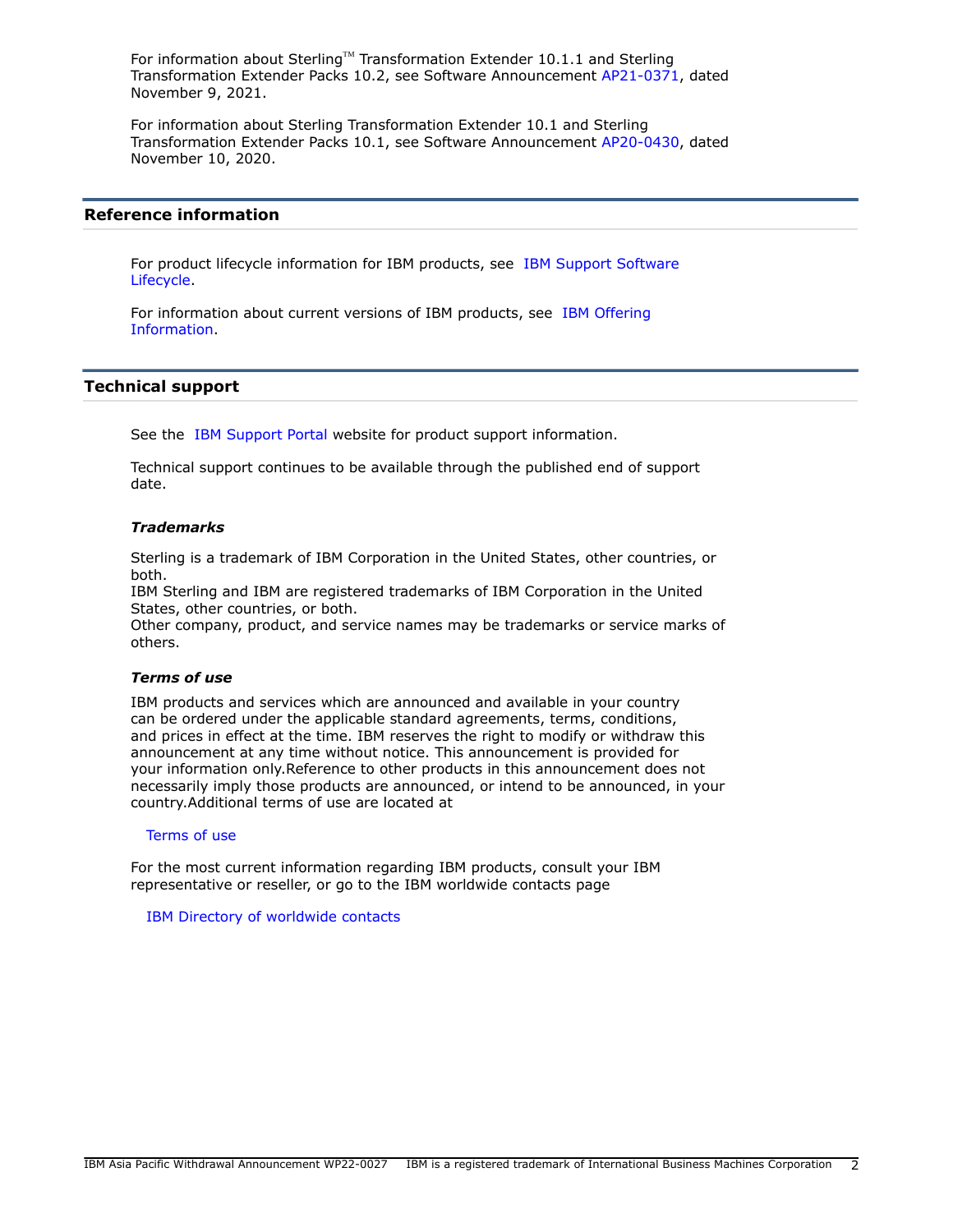For information about Sterling™ Transformation Extender 10.1.1 and Sterling Transformation Extender Packs 10.2, see Software Announcement AP21-0371, dated November 9, 2021.

For information about Sterling Transformation Extender 10.1 and Sterling Transformation Extender Packs 10.1, see Software Announcement AP20-0430, dated November 10, 2020.

## Reference information

For product lifecycle information for IBM products, see IBM Support Software Lifecycle.

For information about current versions of IBM products, see IBM Offering Information.

## Technical support

See the IBM Support Portal website for product support information.

Technical support continues to be available through the published end of support date.

### *Trademarks*

Sterling is a trademark of IBM Corporation in the United States, other countries, or both.
IBM Sterling and IBM are registered trademarks of IBM Corporation in the United States, other countries, or both.
Other company, product, and service names may be trademarks or service marks of others.

### *Terms of use*

IBM products and services which are announced and available in your country can be ordered under the applicable standard agreements, terms, conditions, and prices in effect at the time. IBM reserves the right to modify or withdraw this announcement at any time without notice. This announcement is provided for your information only.Reference to other products in this announcement does not necessarily imply those products are announced, or intend to be announced, in your country.Additional terms of use are located at

Terms of use

For the most current information regarding IBM products, consult your IBM representative or reseller, or go to the IBM worldwide contacts page

IBM Directory of worldwide contacts